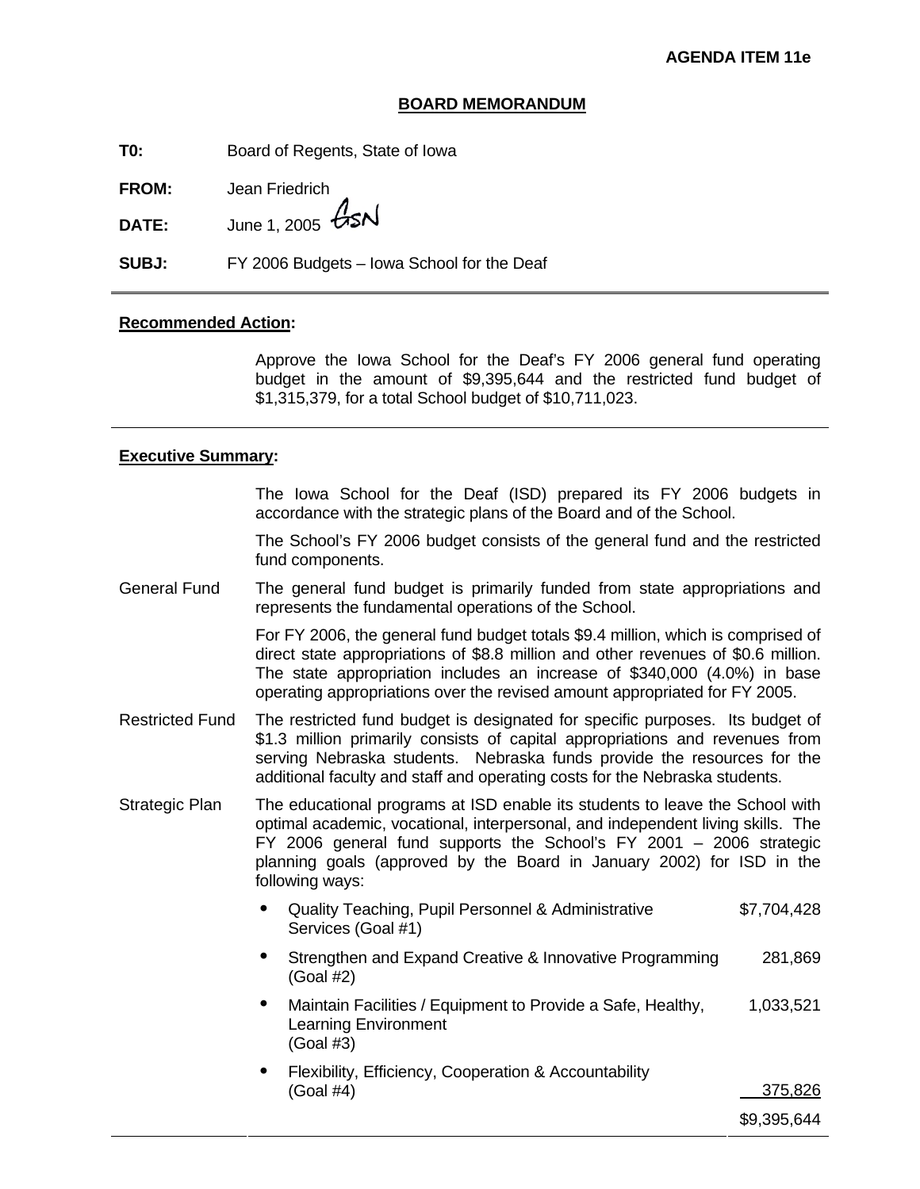**AGENDA ITEM 11e**

**BOARD MEMORANDUM**

**T0:** Board of Regents, State of Iowa

**FROM:** Jean Friedrich

**DATE:** June 1, 2005 GSN

**SUBJ:** FY 2006 Budgets – Iowa School for the Deaf

---

**Recommended Action:**

Approve the Iowa School for the Deaf's FY 2006 general fund operating budget in the amount of $9,395,644 and the restricted fund budget of $1,315,379, for a total School budget of $10,711,023.

---

**Executive Summary:**

The Iowa School for the Deaf (ISD) prepared its FY 2006 budgets in accordance with the strategic plans of the Board and of the School.

The School's FY 2006 budget consists of the general fund and the restricted fund components.

General Fund — The general fund budget is primarily funded from state appropriations and represents the fundamental operations of the School.

For FY 2006, the general fund budget totals $9.4 million, which is comprised of direct state appropriations of $8.8 million and other revenues of $0.6 million. The state appropriation includes an increase of $340,000 (4.0%) in base operating appropriations over the revised amount appropriated for FY 2005.

Restricted Fund — The restricted fund budget is designated for specific purposes. Its budget of $1.3 million primarily consists of capital appropriations and revenues from serving Nebraska students. Nebraska funds provide the resources for the additional faculty and staff and operating costs for the Nebraska students.

Strategic Plan — The educational programs at ISD enable its students to leave the School with optimal academic, vocational, interpersonal, and independent living skills. The FY 2006 general fund supports the School's FY 2001 – 2006 strategic planning goals (approved by the Board in January 2002) for ISD in the following ways:

| | |
|---|---|
| • Quality Teaching, Pupil Personnel & Administrative Services (Goal #1) | $7,704,428 |
| • Strengthen and Expand Creative & Innovative Programming (Goal #2) | 281,869 |
| • Maintain Facilities / Equipment to Provide a Safe, Healthy, Learning Environment (Goal #3) | 1,033,521 |
| • Flexibility, Efficiency, Cooperation & Accountability (Goal #4) | 375,826 |
| | $9,395,644 |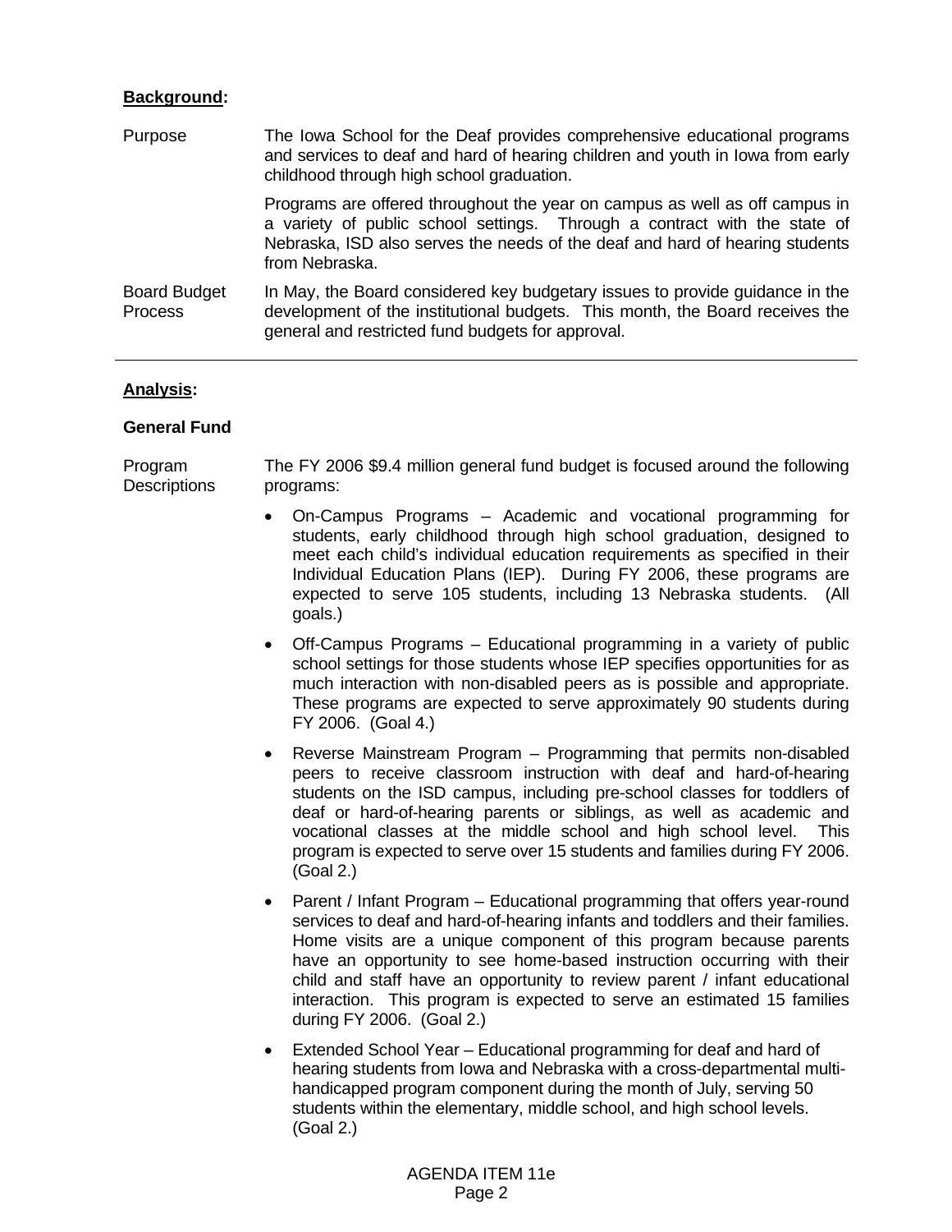**<u>Background</u>:**

Purpose

The Iowa School for the Deaf provides comprehensive educational programs and services to deaf and hard of hearing children and youth in Iowa from early childhood through high school graduation.

Programs are offered throughout the year on campus as well as off campus in a variety of public school settings. Through a contract with the state of Nebraska, ISD also serves the needs of the deaf and hard of hearing students from Nebraska.

Board Budget Process

In May, the Board considered key budgetary issues to provide guidance in the development of the institutional budgets. This month, the Board receives the general and restricted fund budgets for approval.

---

**<u>Analysis</u>:**

**General Fund**

Program Descriptions

The FY 2006 $9.4 million general fund budget is focused around the following programs:

- On-Campus Programs – Academic and vocational programming for students, early childhood through high school graduation, designed to meet each child's individual education requirements as specified in their Individual Education Plans (IEP). During FY 2006, these programs are expected to serve 105 students, including 13 Nebraska students. (All goals.)
- Off-Campus Programs – Educational programming in a variety of public school settings for those students whose IEP specifies opportunities for as much interaction with non-disabled peers as is possible and appropriate. These programs are expected to serve approximately 90 students during FY 2006. (Goal 4.)
- Reverse Mainstream Program – Programming that permits non-disabled peers to receive classroom instruction with deaf and hard-of-hearing students on the ISD campus, including pre-school classes for toddlers of deaf or hard-of-hearing parents or siblings, as well as academic and vocational classes at the middle school and high school level. This program is expected to serve over 15 students and families during FY 2006. (Goal 2.)
- Parent / Infant Program – Educational programming that offers year-round services to deaf and hard-of-hearing infants and toddlers and their families. Home visits are a unique component of this program because parents have an opportunity to see home-based instruction occurring with their child and staff have an opportunity to review parent / infant educational interaction. This program is expected to serve an estimated 15 families during FY 2006. (Goal 2.)
- Extended School Year – Educational programming for deaf and hard of hearing students from Iowa and Nebraska with a cross-departmental multi-handicapped program component during the month of July, serving 50 students within the elementary, middle school, and high school levels. (Goal 2.)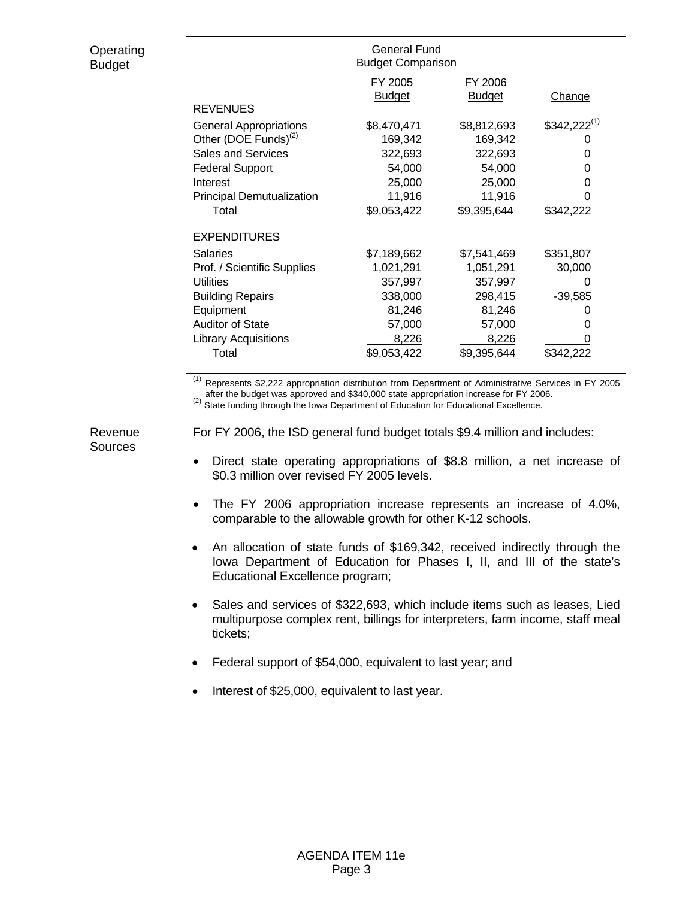**Operating Budget**

| | General Fund Budget Comparison | | |
|---|---|---|---|
| | FY 2005 Budget | FY 2006 Budget | Change |
| **REVENUES** | | | |
| General Appropriations | \$8,470,471 | \$8,812,693 | \$342,222[1] |
| Other (DOE Funds)[2] | 169,342 | 169,342 | 0 |
| Sales and Services | 322,693 | 322,693 | 0 |
| Federal Support | 54,000 | 54,000 | 0 |
| Interest | 25,000 | 25,000 | 0 |
| Principal Demutualization | 11,916 | 11,916 | 0 |
| Total | \$9,053,422 | \$9,395,644 | \$342,222 |
| **EXPENDITURES** | | | |
| Salaries | \$7,189,662 | \$7,541,469 | \$351,807 |
| Prof. / Scientific Supplies | 1,021,291 | 1,051,291 | 30,000 |
| Utilities | 357,997 | 357,997 | 0 |
| Building Repairs | 338,000 | 298,415 | -39,585 |
| Equipment | 81,246 | 81,246 | 0 |
| Auditor of State | 57,000 | 57,000 | 0 |
| Library Acquisitions | 8,226 | 8,226 | 0 |
| Total | \$9,053,422 | \$9,395,644 | \$342,222 |

[1] Represents \$2,222 appropriation distribution from Department of Administrative Services in FY 2005 after the budget was approved and \$340,000 state appropriation increase for FY 2006.
[2] State funding through the Iowa Department of Education for Educational Excellence.

**Revenue Sources**

For FY 2006, the ISD general fund budget totals \$9.4 million and includes:

- Direct state operating appropriations of \$8.8 million, a net increase of \$0.3 million over revised FY 2005 levels.
- The FY 2006 appropriation increase represents an increase of 4.0%, comparable to the allowable growth for other K-12 schools.
- An allocation of state funds of \$169,342, received indirectly through the Iowa Department of Education for Phases I, II, and III of the state's Educational Excellence program;
- Sales and services of \$322,693, which include items such as leases, Lied multipurpose complex rent, billings for interpreters, farm income, staff meal tickets;
- Federal support of \$54,000, equivalent to last year; and
- Interest of \$25,000, equivalent to last year.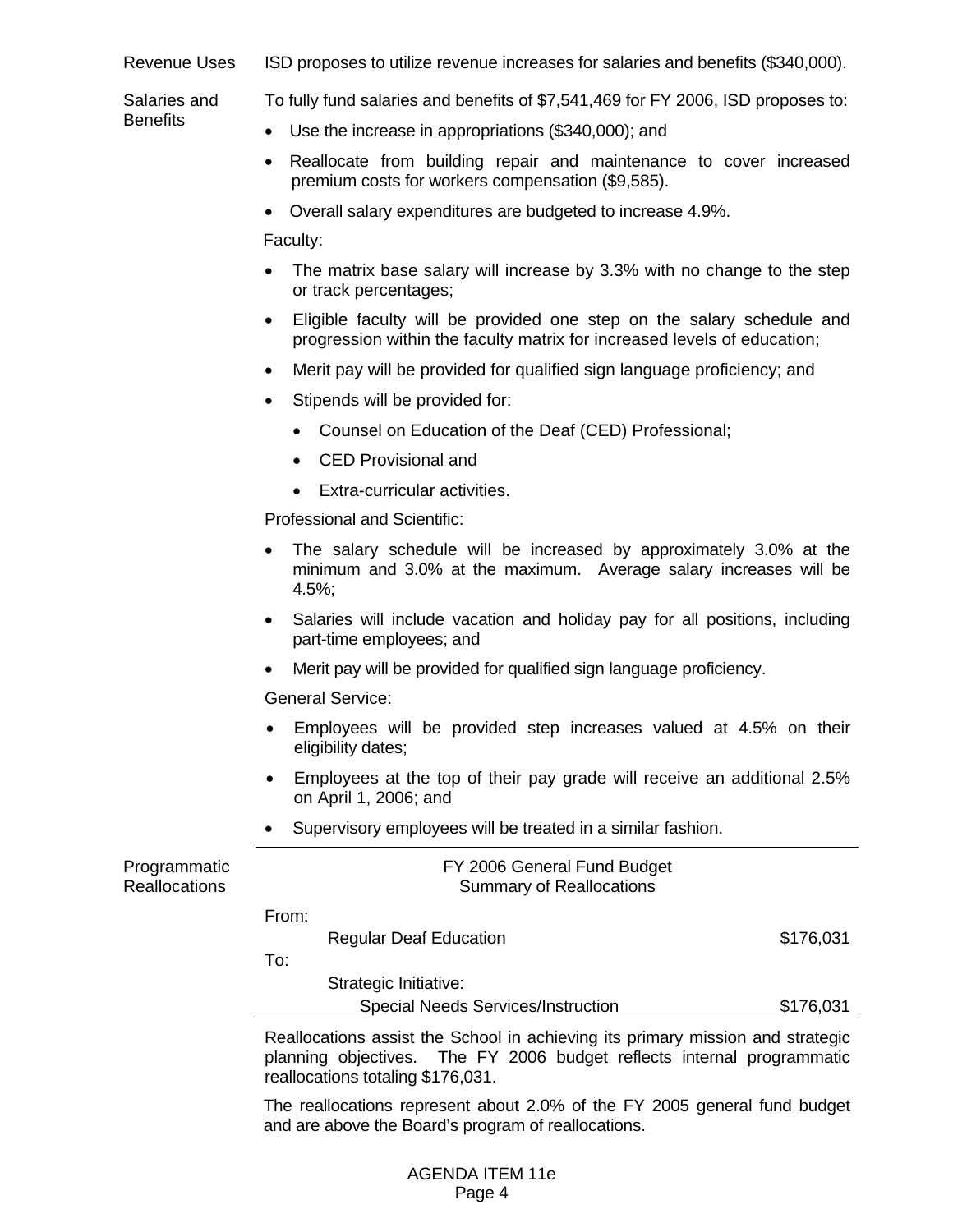**Revenue Uses**

ISD proposes to utilize revenue increases for salaries and benefits ($340,000).

**Salaries and Benefits**

To fully fund salaries and benefits of $7,541,469 for FY 2006, ISD proposes to:

- Use the increase in appropriations ($340,000); and
- Reallocate from building repair and maintenance to cover increased premium costs for workers compensation ($9,585).
- Overall salary expenditures are budgeted to increase 4.9%.

Faculty:

- The matrix base salary will increase by 3.3% with no change to the step or track percentages;
- Eligible faculty will be provided one step on the salary schedule and progression within the faculty matrix for increased levels of education;
- Merit pay will be provided for qualified sign language proficiency; and
- Stipends will be provided for:
  - Counsel on Education of the Deaf (CED) Professional;
  - CED Provisional and
  - Extra-curricular activities.

Professional and Scientific:

- The salary schedule will be increased by approximately 3.0% at the minimum and 3.0% at the maximum. Average salary increases will be 4.5%;
- Salaries will include vacation and holiday pay for all positions, including part-time employees; and
- Merit pay will be provided for qualified sign language proficiency.

General Service:

- Employees will be provided step increases valued at 4.5% on their eligibility dates;
- Employees at the top of their pay grade will receive an additional 2.5% on April 1, 2006; and
- Supervisory employees will be treated in a similar fashion.

**Programmatic Reallocations**

FY 2006 General Fund Budget
Summary of Reallocations

| | |
|---|---|
| From: | |
| Regular Deaf Education | $176,031 |
| To: | |
| Strategic Initiative: | |
| Special Needs Services/Instruction | $176,031 |

Reallocations assist the School in achieving its primary mission and strategic planning objectives. The FY 2006 budget reflects internal programmatic reallocations totaling $176,031.

The reallocations represent about 2.0% of the FY 2005 general fund budget and are above the Board's program of reallocations.

AGENDA ITEM 11e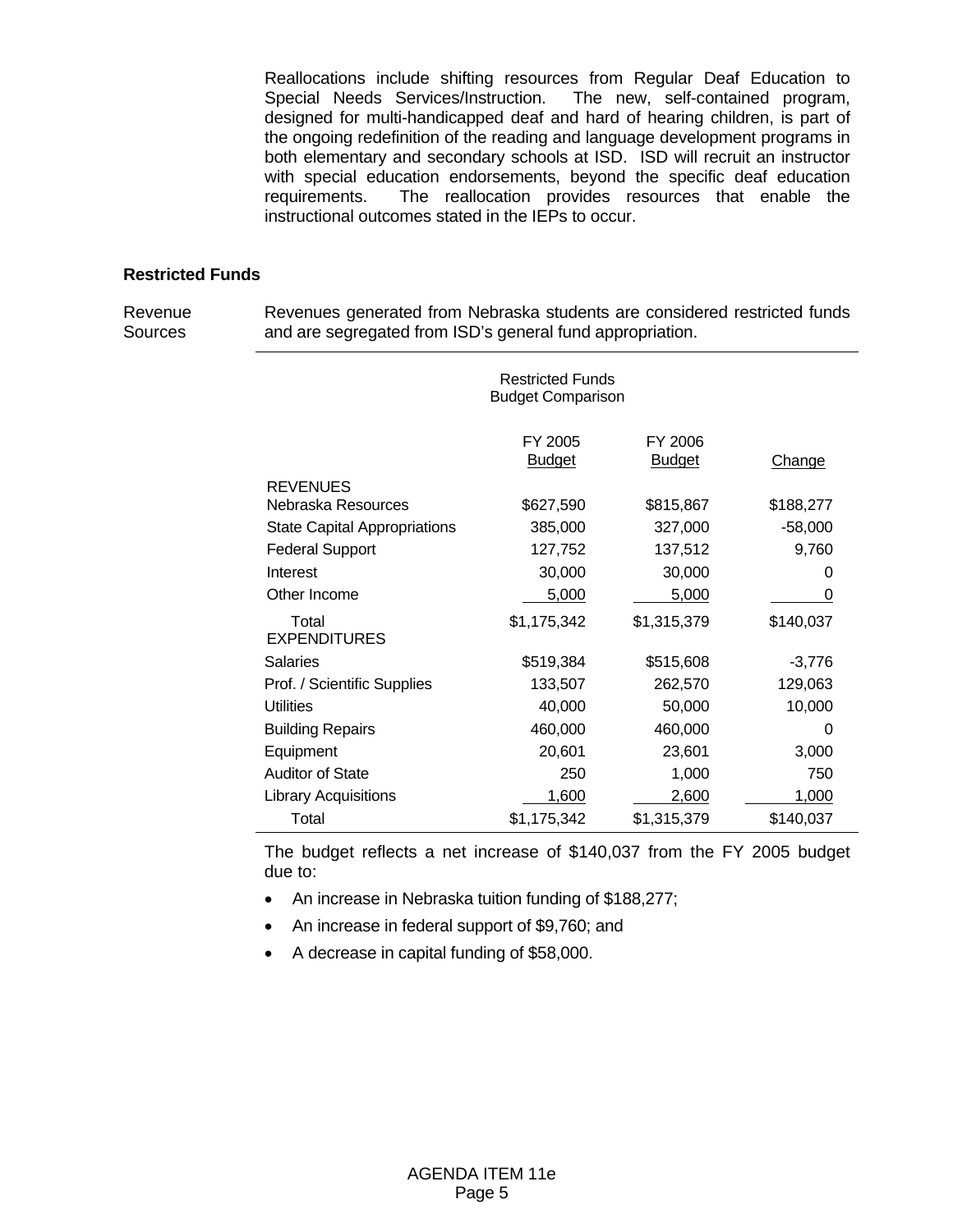Reallocations include shifting resources from Regular Deaf Education to Special Needs Services/Instruction. The new, self-contained program, designed for multi-handicapped deaf and hard of hearing children, is part of the ongoing redefinition of the reading and language development programs in both elementary and secondary schools at ISD. ISD will recruit an instructor with special education endorsements, beyond the specific deaf education requirements. The reallocation provides resources that enable the instructional outcomes stated in the IEPs to occur.

**Restricted Funds**

Revenue Sources

Revenues generated from Nebraska students are considered restricted funds and are segregated from ISD's general fund appropriation.

Restricted Funds
Budget Comparison

| | FY 2005 Budget | FY 2006 Budget | Change |
|---|---|---|---|
| **REVENUES** | | | |
| Nebraska Resources | $627,590 | $815,867 | $188,277 |
| State Capital Appropriations | 385,000 | 327,000 | -58,000 |
| Federal Support | 127,752 | 137,512 | 9,760 |
| Interest | 30,000 | 30,000 | 0 |
| Other Income | 5,000 | 5,000 | 0 |
| Total | $1,175,342 | $1,315,379 | $140,037 |
| **EXPENDITURES** | | | |
| Salaries | $519,384 | $515,608 | -3,776 |
| Prof. / Scientific Supplies | 133,507 | 262,570 | 129,063 |
| Utilities | 40,000 | 50,000 | 10,000 |
| Building Repairs | 460,000 | 460,000 | 0 |
| Equipment | 20,601 | 23,601 | 3,000 |
| Auditor of State | 250 | 1,000 | 750 |
| Library Acquisitions | 1,600 | 2,600 | 1,000 |
| Total | $1,175,342 | $1,315,379 | $140,037 |

The budget reflects a net increase of $140,037 from the FY 2005 budget due to:

- An increase in Nebraska tuition funding of $188,277;
- An increase in federal support of $9,760; and
- A decrease in capital funding of $58,000.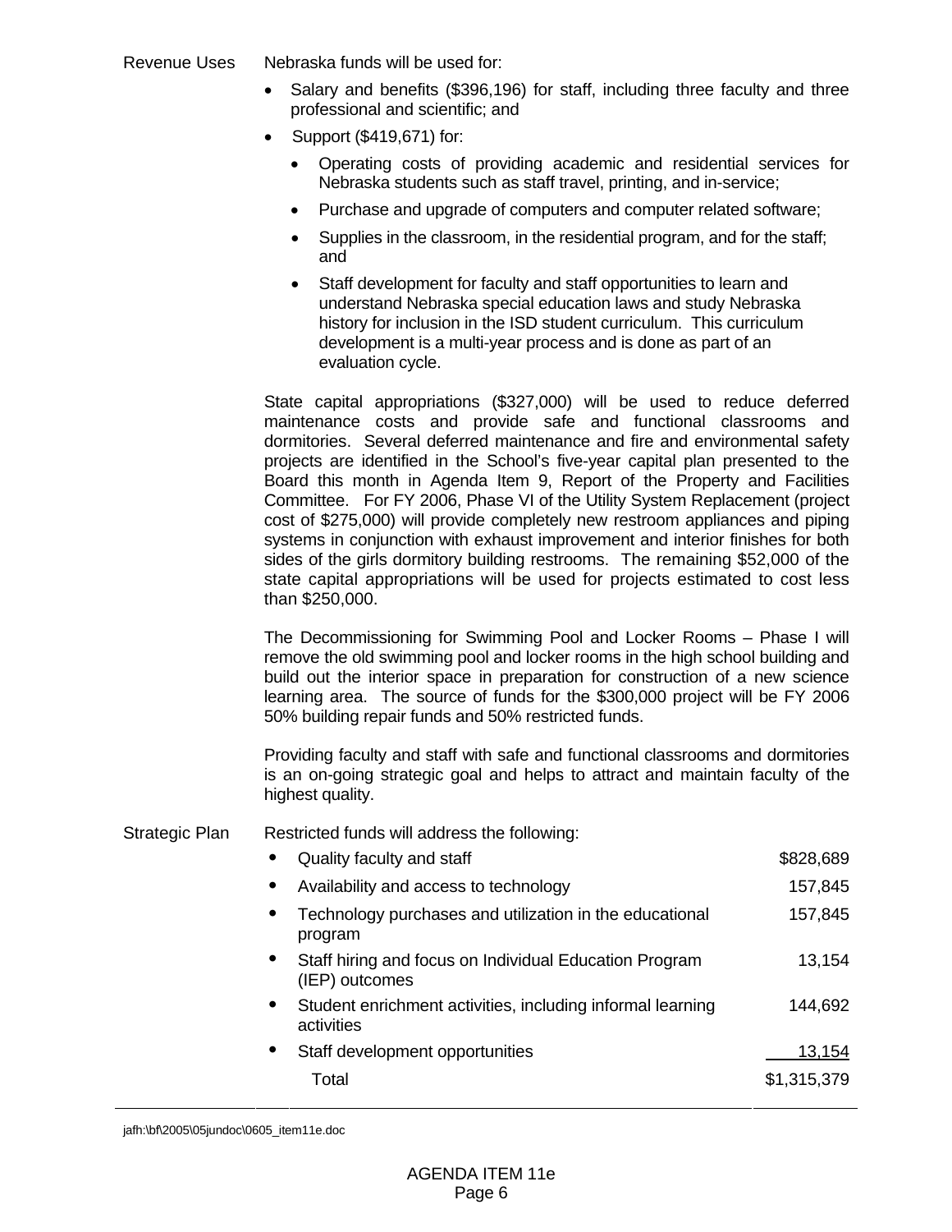**Revenue Uses**

Nebraska funds will be used for:

- Salary and benefits ($396,196) for staff, including three faculty and three professional and scientific; and
- Support ($419,671) for:
  - Operating costs of providing academic and residential services for Nebraska students such as staff travel, printing, and in-service;
  - Purchase and upgrade of computers and computer related software;
  - Supplies in the classroom, in the residential program, and for the staff; and
  - Staff development for faculty and staff opportunities to learn and understand Nebraska special education laws and study Nebraska history for inclusion in the ISD student curriculum. This curriculum development is a multi-year process and is done as part of an evaluation cycle.

State capital appropriations ($327,000) will be used to reduce deferred maintenance costs and provide safe and functional classrooms and dormitories. Several deferred maintenance and fire and environmental safety projects are identified in the School's five-year capital plan presented to the Board this month in Agenda Item 9, Report of the Property and Facilities Committee. For FY 2006, Phase VI of the Utility System Replacement (project cost of $275,000) will provide completely new restroom appliances and piping systems in conjunction with exhaust improvement and interior finishes for both sides of the girls dormitory building restrooms. The remaining $52,000 of the state capital appropriations will be used for projects estimated to cost less than $250,000.

The Decommissioning for Swimming Pool and Locker Rooms – Phase I will remove the old swimming pool and locker rooms in the high school building and build out the interior space in preparation for construction of a new science learning area. The source of funds for the $300,000 project will be FY 2006 50% building repair funds and 50% restricted funds.

Providing faculty and staff with safe and functional classrooms and dormitories is an on-going strategic goal and helps to attract and maintain faculty of the highest quality.

**Strategic Plan**

Restricted funds will address the following:

| | |
|---|---|
| • Quality faculty and staff | $828,689 |
| • Availability and access to technology | 157,845 |
| • Technology purchases and utilization in the educational program | 157,845 |
| • Staff hiring and focus on Individual Education Program (IEP) outcomes | 13,154 |
| • Student enrichment activities, including informal learning activities | 144,692 |
| • Staff development opportunities | 13,154 |
| Total | $1,315,379 |

jafh:\bf\2005\05jundoc\0605_item11e.doc

AGENDA ITEM 11e